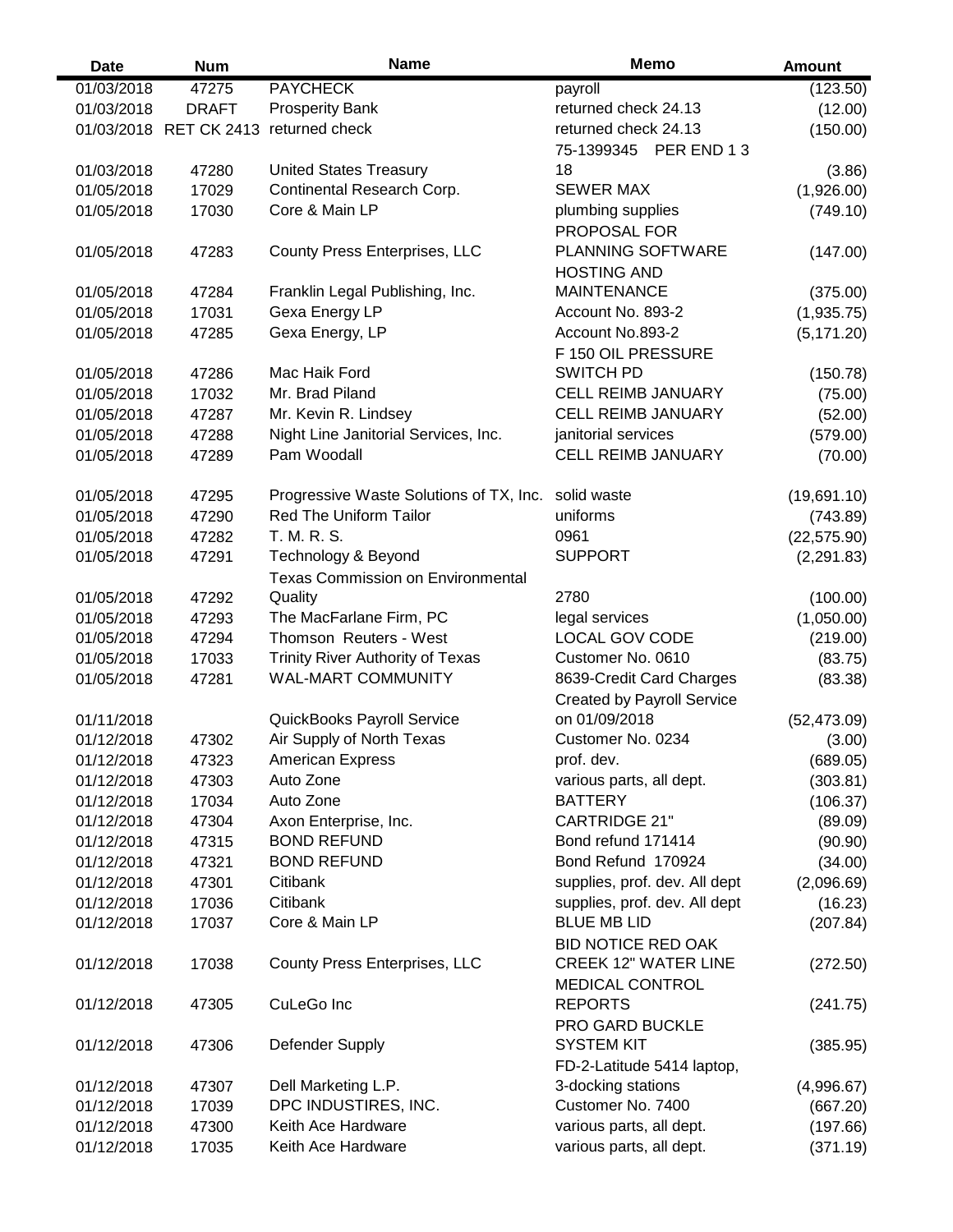| Date | Num | Name | Memo | Amount |
|---|---|---|---|---|
| 01/03/2018 | 47275 | PAYCHECK | payroll | (123.50) |
| 01/03/2018 | DRAFT | Prosperity Bank | returned check 24.13 | (12.00) |
| 01/03/2018 | RET CK 2413 | returned check | returned check 24.13 | (150.00) |
| 01/03/2018 | 47280 | United States Treasury | 75-1399345 PER END 1 3 18 | (3.86) |
| 01/05/2018 | 17029 | Continental Research Corp. | SEWER MAX | (1,926.00) |
| 01/05/2018 | 17030 | Core & Main LP | plumbing supplies | (749.10) |
| 01/05/2018 | 47283 | County Press Enterprises, LLC | PROPOSAL FOR PLANNING SOFTWARE | (147.00) |
| 01/05/2018 | 47284 | Franklin Legal Publishing, Inc. | HOSTING AND MAINTENANCE | (375.00) |
| 01/05/2018 | 17031 | Gexa Energy LP | Account No. 893-2 | (1,935.75) |
| 01/05/2018 | 47285 | Gexa Energy, LP | Account No.893-2 | (5,171.20) |
| 01/05/2018 | 47286 | Mac Haik Ford | F 150 OIL PRESSURE SWITCH PD | (150.78) |
| 01/05/2018 | 17032 | Mr. Brad Piland | CELL REIMB JANUARY | (75.00) |
| 01/05/2018 | 47287 | Mr. Kevin R. Lindsey | CELL REIMB JANUARY | (52.00) |
| 01/05/2018 | 47288 | Night Line Janitorial Services, Inc. | janitorial services | (579.00) |
| 01/05/2018 | 47289 | Pam Woodall | CELL REIMB JANUARY | (70.00) |
| 01/05/2018 | 47295 | Progressive Waste Solutions of TX, Inc. | solid waste | (19,691.10) |
| 01/05/2018 | 47290 | Red The Uniform Tailor | uniforms | (743.89) |
| 01/05/2018 | 47282 | T. M. R. S. | 0961 | (22,575.90) |
| 01/05/2018 | 47291 | Technology & Beyond | SUPPORT | (2,291.83) |
| 01/05/2018 | 47292 | Texas Commission on Environmental Quality | 2780 | (100.00) |
| 01/05/2018 | 47293 | The MacFarlane Firm, PC | legal services | (1,050.00) |
| 01/05/2018 | 47294 | Thomson Reuters - West | LOCAL GOV CODE | (219.00) |
| 01/05/2018 | 17033 | Trinity River Authority of Texas | Customer No. 0610 | (83.75) |
| 01/05/2018 | 47281 | WAL-MART COMMUNITY | 8639-Credit Card Charges | (83.38) |
| 01/11/2018 | | QuickBooks Payroll Service | Created by Payroll Service on 01/09/2018 | (52,473.09) |
| 01/12/2018 | 47302 | Air Supply of North Texas | Customer No. 0234 | (3.00) |
| 01/12/2018 | 47323 | American Express | prof. dev. | (689.05) |
| 01/12/2018 | 47303 | Auto Zone | various parts, all dept. | (303.81) |
| 01/12/2018 | 17034 | Auto Zone | BATTERY | (106.37) |
| 01/12/2018 | 47304 | Axon Enterprise, Inc. | CARTRIDGE 21" | (89.09) |
| 01/12/2018 | 47315 | BOND REFUND | Bond refund 171414 | (90.90) |
| 01/12/2018 | 47321 | BOND REFUND | Bond Refund 170924 | (34.00) |
| 01/12/2018 | 47301 | Citibank | supplies, prof. dev. All dept | (2,096.69) |
| 01/12/2018 | 17036 | Citibank | supplies, prof. dev. All dept | (16.23) |
| 01/12/2018 | 17037 | Core & Main LP | BLUE MB LID | (207.84) |
| 01/12/2018 | 17038 | County Press Enterprises, LLC | BID NOTICE RED OAK CREEK 12" WATER LINE | (272.50) |
| 01/12/2018 | 47305 | CuLeGo Inc | MEDICAL CONTROL REPORTS | (241.75) |
| 01/12/2018 | 47306 | Defender Supply | PRO GARD BUCKLE SYSTEM KIT | (385.95) |
| 01/12/2018 | 47307 | Dell Marketing L.P. | FD-2-Latitude 5414 laptop, 3-docking stations | (4,996.67) |
| 01/12/2018 | 17039 | DPC INDUSTIRES, INC. | Customer No. 7400 | (667.20) |
| 01/12/2018 | 47300 | Keith Ace Hardware | various parts, all dept. | (197.66) |
| 01/12/2018 | 17035 | Keith Ace Hardware | various parts, all dept. | (371.19) |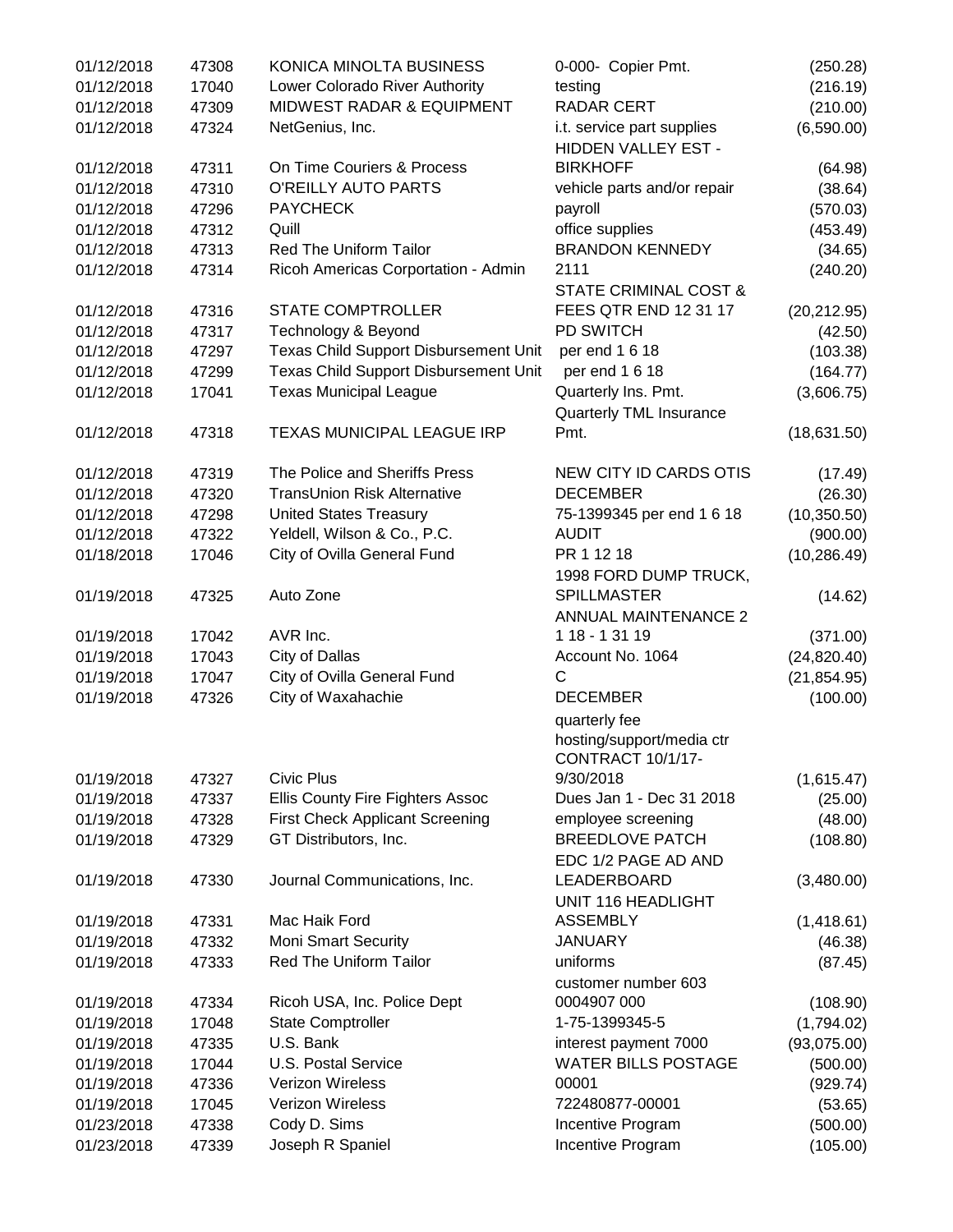| | | | | |
|---|---|---|---|---|
| 01/12/2018 | 47308 | KONICA MINOLTA BUSINESS | 0-000- Copier Pmt. | (250.28) |
| 01/12/2018 | 17040 | Lower Colorado River Authority | testing | (216.19) |
| 01/12/2018 | 47309 | MIDWEST RADAR & EQUIPMENT | RADAR CERT | (210.00) |
| 01/12/2018 | 47324 | NetGenius, Inc. | i.t. service part supplies | (6,590.00) |
| 01/12/2018 | 47311 | On Time Couriers & Process | HIDDEN VALLEY EST - BIRKHOFF | (64.98) |
| 01/12/2018 | 47310 | O'REILLY AUTO PARTS | vehicle parts and/or repair | (38.64) |
| 01/12/2018 | 47296 | PAYCHECK | payroll | (570.03) |
| 01/12/2018 | 47312 | Quill | office supplies | (453.49) |
| 01/12/2018 | 47313 | Red The Uniform Tailor | BRANDON KENNEDY | (34.65) |
| 01/12/2018 | 47314 | Ricoh Americas Corportation - Admin | 2111 | (240.20) |
| 01/12/2018 | 47316 | STATE COMPTROLLER | STATE CRIMINAL COST & FEES QTR END 12 31 17 | (20,212.95) |
| 01/12/2018 | 47317 | Technology & Beyond | PD SWITCH | (42.50) |
| 01/12/2018 | 47297 | Texas Child Support Disbursement Unit | per end 1 6 18 | (103.38) |
| 01/12/2018 | 47299 | Texas Child Support Disbursement Unit | per end 1 6 18 | (164.77) |
| 01/12/2018 | 17041 | Texas Municipal League | Quarterly Ins. Pmt. | (3,606.75) |
| 01/12/2018 | 47318 | TEXAS MUNICIPAL LEAGUE IRP | Quarterly TML Insurance Pmt. | (18,631.50) |
| 01/12/2018 | 47319 | The Police and Sheriffs Press | NEW CITY ID CARDS OTIS | (17.49) |
| 01/12/2018 | 47320 | TransUnion Risk Alternative | DECEMBER | (26.30) |
| 01/12/2018 | 47298 | United States Treasury | 75-1399345 per end 1 6 18 | (10,350.50) |
| 01/12/2018 | 47322 | Yeldell, Wilson & Co., P.C. | AUDIT | (900.00) |
| 01/18/2018 | 17046 | City of Ovilla General Fund | PR 1 12 18 | (10,286.49) |
| 01/19/2018 | 47325 | Auto Zone | 1998 FORD DUMP TRUCK, SPILLMASTER | (14.62) |
| 01/19/2018 | 17042 | AVR Inc. | ANNUAL MAINTENANCE 2 1 18 - 1 31 19 | (371.00) |
| 01/19/2018 | 17043 | City of Dallas | Account No. 1064 | (24,820.40) |
| 01/19/2018 | 17047 | City of Ovilla General Fund | C | (21,854.95) |
| 01/19/2018 | 47326 | City of Waxahachie | DECEMBER | (100.00) |
| 01/19/2018 | 47327 | Civic Plus | quarterly fee hosting/support/media ctr CONTRACT 10/1/17-9/30/2018 | (1,615.47) |
| 01/19/2018 | 47337 | Ellis County Fire Fighters Assoc | Dues Jan 1 - Dec 31 2018 | (25.00) |
| 01/19/2018 | 47328 | First Check Applicant Screening | employee screening | (48.00) |
| 01/19/2018 | 47329 | GT Distributors, Inc. | BREEDLOVE PATCH | (108.80) |
| 01/19/2018 | 47330 | Journal Communications, Inc. | EDC 1/2 PAGE AD AND LEADERBOARD | (3,480.00) |
| 01/19/2018 | 47331 | Mac Haik Ford | UNIT 116 HEADLIGHT ASSEMBLY | (1,418.61) |
| 01/19/2018 | 47332 | Moni Smart Security | JANUARY | (46.38) |
| 01/19/2018 | 47333 | Red The Uniform Tailor | uniforms | (87.45) |
| 01/19/2018 | 47334 | Ricoh USA, Inc. Police Dept | customer number 603 0004907 000 | (108.90) |
| 01/19/2018 | 17048 | State Comptroller | 1-75-1399345-5 | (1,794.02) |
| 01/19/2018 | 47335 | U.S. Bank | interest payment 7000 | (93,075.00) |
| 01/19/2018 | 17044 | U.S. Postal Service | WATER BILLS POSTAGE | (500.00) |
| 01/19/2018 | 47336 | Verizon Wireless | 00001 | (929.74) |
| 01/19/2018 | 17045 | Verizon Wireless | 722480877-00001 | (53.65) |
| 01/23/2018 | 47338 | Cody D. Sims | Incentive Program | (500.00) |
| 01/23/2018 | 47339 | Joseph R Spaniel | Incentive Program | (105.00) |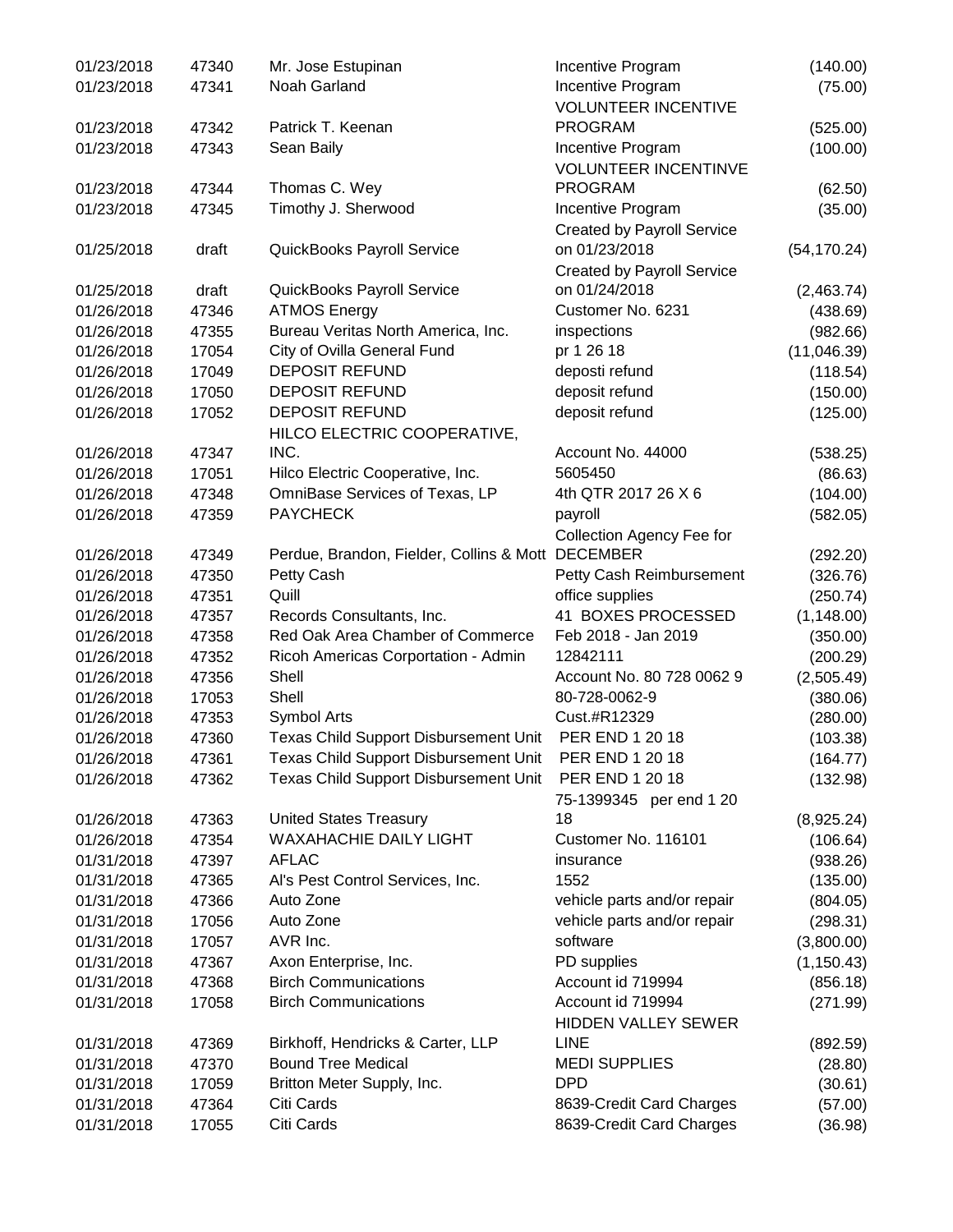| | | | | |
|---|---|---|---|---|
| 01/23/2018 | 47340 | Mr. Jose Estupinan | Incentive Program | (140.00) |
| 01/23/2018 | 47341 | Noah Garland | Incentive Program | (75.00) |
| 01/23/2018 | 47342 | Patrick T. Keenan | VOLUNTEER INCENTIVE PROGRAM | (525.00) |
| 01/23/2018 | 47343 | Sean Baily | Incentive Program | (100.00) |
| 01/23/2018 | 47344 | Thomas C. Wey | VOLUNTEER INCENTINVE PROGRAM | (62.50) |
| 01/23/2018 | 47345 | Timothy J. Sherwood | Incentive Program | (35.00) |
| 01/25/2018 | draft | QuickBooks Payroll Service | Created by Payroll Service on 01/23/2018 | (54,170.24) |
| 01/25/2018 | draft | QuickBooks Payroll Service | Created by Payroll Service on 01/24/2018 | (2,463.74) |
| 01/26/2018 | 47346 | ATMOS Energy | Customer No. 6231 | (438.69) |
| 01/26/2018 | 47355 | Bureau Veritas North America, Inc. | inspections | (982.66) |
| 01/26/2018 | 17054 | City of Ovilla General Fund | pr 1 26 18 | (11,046.39) |
| 01/26/2018 | 17049 | DEPOSIT REFUND | deposti refund | (118.54) |
| 01/26/2018 | 17050 | DEPOSIT REFUND | deposit refund | (150.00) |
| 01/26/2018 | 17052 | DEPOSIT REFUND | deposit refund | (125.00) |
| 01/26/2018 | 47347 | HILCO ELECTRIC COOPERATIVE, INC. | Account No. 44000 | (538.25) |
| 01/26/2018 | 17051 | Hilco Electric Cooperative, Inc. | 5605450 | (86.63) |
| 01/26/2018 | 47348 | OmniBase Services of Texas, LP | 4th QTR 2017 26 X 6 | (104.00) |
| 01/26/2018 | 47359 | PAYCHECK | payroll | (582.05) |
| 01/26/2018 | 47349 | Perdue, Brandon, Fielder, Collins & Mott | Collection Agency Fee for DECEMBER | (292.20) |
| 01/26/2018 | 47350 | Petty Cash | Petty Cash Reimbursement | (326.76) |
| 01/26/2018 | 47351 | Quill | office supplies | (250.74) |
| 01/26/2018 | 47357 | Records Consultants, Inc. | 41 BOXES PROCESSED | (1,148.00) |
| 01/26/2018 | 47358 | Red Oak Area Chamber of Commerce | Feb 2018 - Jan 2019 | (350.00) |
| 01/26/2018 | 47352 | Ricoh Americas Corportation - Admin | 12842111 | (200.29) |
| 01/26/2018 | 47356 | Shell | Account No. 80 728 0062 9 | (2,505.49) |
| 01/26/2018 | 17053 | Shell | 80-728-0062-9 | (380.06) |
| 01/26/2018 | 47353 | Symbol Arts | Cust.#R12329 | (280.00) |
| 01/26/2018 | 47360 | Texas Child Support Disbursement Unit | PER END 1 20 18 | (103.38) |
| 01/26/2018 | 47361 | Texas Child Support Disbursement Unit | PER END 1 20 18 | (164.77) |
| 01/26/2018 | 47362 | Texas Child Support Disbursement Unit | PER END 1 20 18 | (132.98) |
| 01/26/2018 | 47363 | United States Treasury | 75-1399345 per end 1 20 18 | (8,925.24) |
| 01/26/2018 | 47354 | WAXAHACHIE DAILY LIGHT | Customer No. 116101 | (106.64) |
| 01/31/2018 | 47397 | AFLAC | insurance | (938.26) |
| 01/31/2018 | 47365 | Al's Pest Control Services, Inc. | 1552 | (135.00) |
| 01/31/2018 | 47366 | Auto Zone | vehicle parts and/or repair | (804.05) |
| 01/31/2018 | 17056 | Auto Zone | vehicle parts and/or repair | (298.31) |
| 01/31/2018 | 17057 | AVR Inc. | software | (3,800.00) |
| 01/31/2018 | 47367 | Axon Enterprise, Inc. | PD supplies | (1,150.43) |
| 01/31/2018 | 47368 | Birch Communications | Account id 719994 | (856.18) |
| 01/31/2018 | 17058 | Birch Communications | Account id 719994 | (271.99) |
| 01/31/2018 | 47369 | Birkhoff, Hendricks & Carter, LLP | HIDDEN VALLEY SEWER LINE | (892.59) |
| 01/31/2018 | 47370 | Bound Tree Medical | MEDI SUPPLIES | (28.80) |
| 01/31/2018 | 17059 | Britton Meter Supply, Inc. | DPD | (30.61) |
| 01/31/2018 | 47364 | Citi Cards | 8639-Credit Card Charges | (57.00) |
| 01/31/2018 | 17055 | Citi Cards | 8639-Credit Card Charges | (36.98) |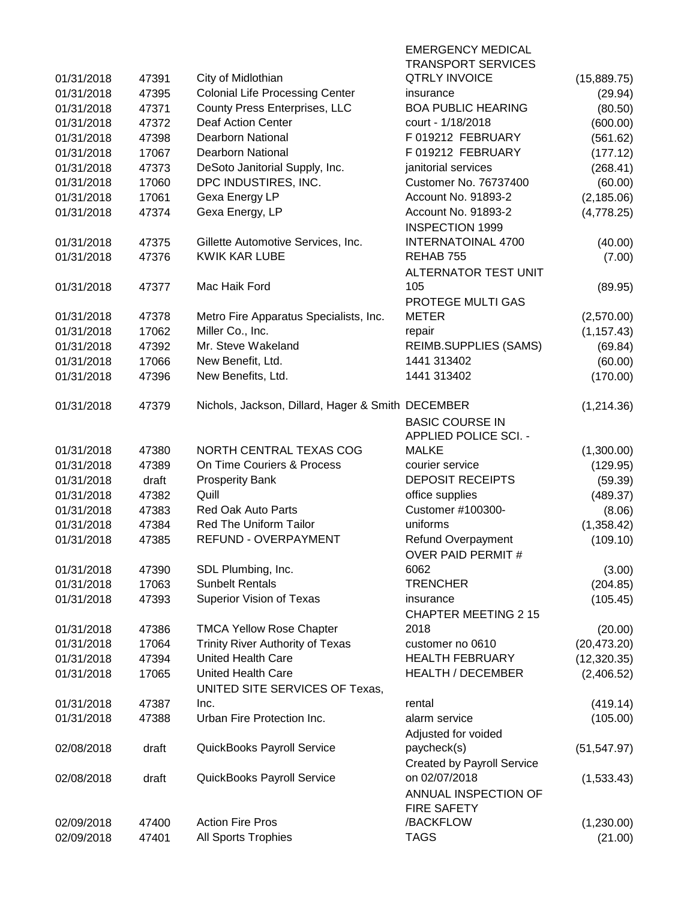| | | | | |
|---|---|---|---|---|
| 01/31/2018 | 47391 | City of Midlothian | EMERGENCY MEDICAL TRANSPORT SERVICES QTRLY INVOICE | (15,889.75) |
| 01/31/2018 | 47395 | Colonial Life Processing Center | insurance | (29.94) |
| 01/31/2018 | 47371 | County Press Enterprises, LLC | BOA PUBLIC HEARING | (80.50) |
| 01/31/2018 | 47372 | Deaf Action Center | court - 1/18/2018 | (600.00) |
| 01/31/2018 | 47398 | Dearborn National | F 019212 FEBRUARY | (561.62) |
| 01/31/2018 | 17067 | Dearborn National | F 019212 FEBRUARY | (177.12) |
| 01/31/2018 | 47373 | DeSoto Janitorial Supply, Inc. | janitorial services | (268.41) |
| 01/31/2018 | 17060 | DPC INDUSTIRES, INC. | Customer No. 76737400 | (60.00) |
| 01/31/2018 | 17061 | Gexa Energy LP | Account No. 91893-2 | (2,185.06) |
| 01/31/2018 | 47374 | Gexa Energy, LP | Account No. 91893-2 | (4,778.25) |
| 01/31/2018 | 47375 | Gillette Automotive Services, Inc. | INSPECTION 1999 INTERNATOINAL 4700 | (40.00) |
| 01/31/2018 | 47376 | KWIK KAR LUBE | REHAB 755 | (7.00) |
| 01/31/2018 | 47377 | Mac Haik Ford | ALTERNATOR TEST UNIT 105 | (89.95) |
| 01/31/2018 | 47378 | Metro Fire Apparatus Specialists, Inc. | PROTEGE MULTI GAS METER | (2,570.00) |
| 01/31/2018 | 17062 | Miller Co., Inc. | repair | (1,157.43) |
| 01/31/2018 | 47392 | Mr. Steve Wakeland | REIMB.SUPPLIES (SAMS) | (69.84) |
| 01/31/2018 | 17066 | New Benefit, Ltd. | 1441 313402 | (60.00) |
| 01/31/2018 | 47396 | New Benefits, Ltd. | 1441 313402 | (170.00) |
| 01/31/2018 | 47379 | Nichols, Jackson, Dillard, Hager & Smith | DECEMBER | (1,214.36) |
| 01/31/2018 | 47380 | NORTH CENTRAL TEXAS COG | BASIC COURSE IN APPLIED POLICE SCI. - MALKE | (1,300.00) |
| 01/31/2018 | 47389 | On Time Couriers & Process | courier service | (129.95) |
| 01/31/2018 | draft | Prosperity Bank | DEPOSIT RECEIPTS | (59.39) |
| 01/31/2018 | 47382 | Quill | office supplies | (489.37) |
| 01/31/2018 | 47383 | Red Oak Auto Parts | Customer #100300- | (8.06) |
| 01/31/2018 | 47384 | Red The Uniform Tailor | uniforms | (1,358.42) |
| 01/31/2018 | 47385 | REFUND - OVERPAYMENT | Refund Overpayment | (109.10) |
| 01/31/2018 | 47390 | SDL Plumbing, Inc. | OVER PAID PERMIT # 6062 | (3.00) |
| 01/31/2018 | 17063 | Sunbelt Rentals | TRENCHER | (204.85) |
| 01/31/2018 | 47393 | Superior Vision of Texas | insurance | (105.45) |
| 01/31/2018 | 47386 | TMCA Yellow Rose Chapter | CHAPTER MEETING 2 15 2018 | (20.00) |
| 01/31/2018 | 17064 | Trinity River Authority of Texas | customer no 0610 | (20,473.20) |
| 01/31/2018 | 47394 | United Health Care | HEALTH FEBRUARY | (12,320.35) |
| 01/31/2018 | 17065 | United Health Care | HEALTH / DECEMBER | (2,406.52) |
| 01/31/2018 | 47387 | UNITED SITE SERVICES OF Texas, Inc. | rental | (419.14) |
| 01/31/2018 | 47388 | Urban Fire Protection Inc. | alarm service | (105.00) |
| 02/08/2018 | draft | QuickBooks Payroll Service | Adjusted for voided paycheck(s) | (51,547.97) |
| 02/08/2018 | draft | QuickBooks Payroll Service | Created by Payroll Service on 02/07/2018 | (1,533.43) |
| 02/09/2018 | 47400 | Action Fire Pros | ANNUAL INSPECTION OF FIRE SAFETY /BACKFLOW | (1,230.00) |
| 02/09/2018 | 47401 | All Sports Trophies | TAGS | (21.00) |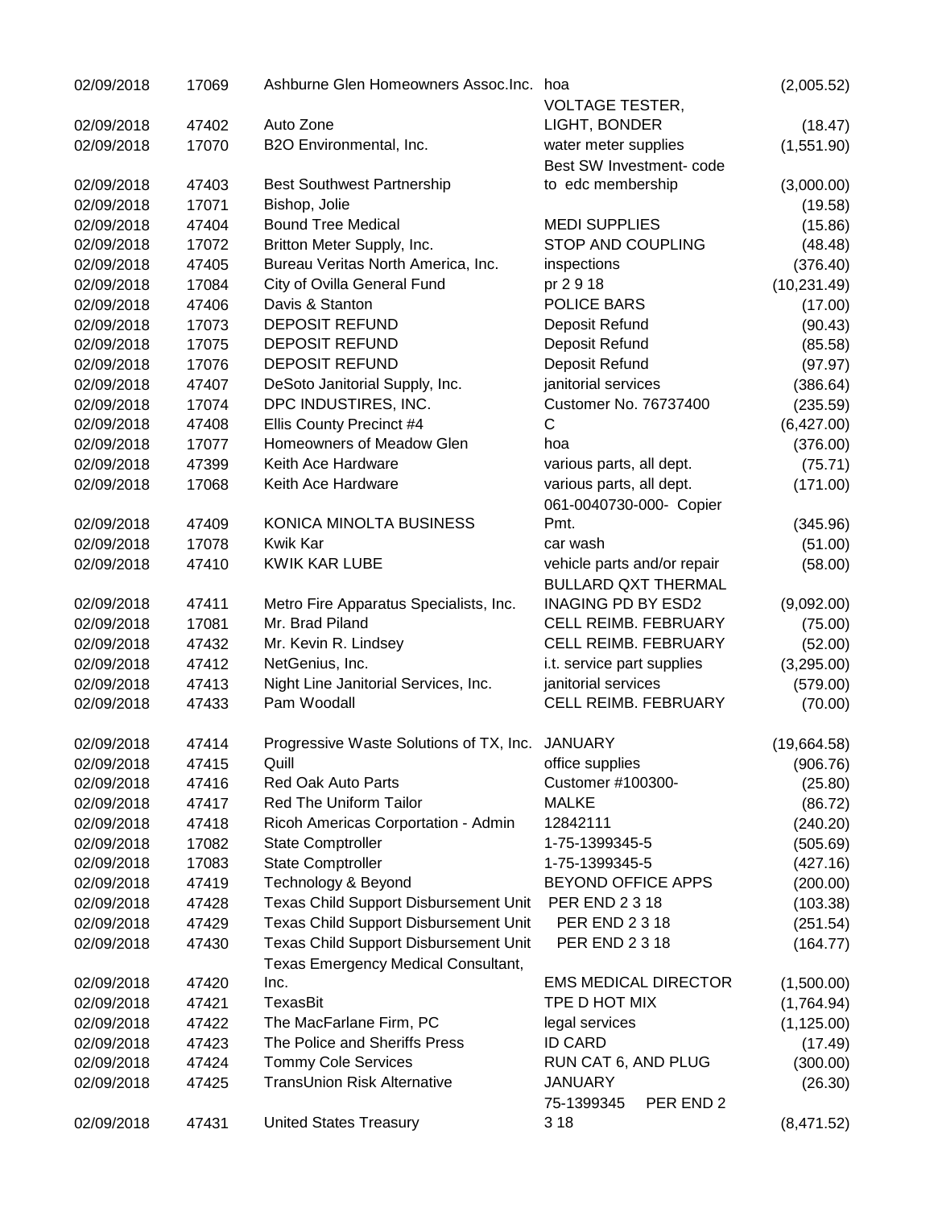| | | | | |
|---|---|---|---|---|
| 02/09/2018 | 17069 | Ashburne Glen Homeowners Assoc.Inc. | hoa | (2,005.52) |
| 02/09/2018 | 47402 | Auto Zone | VOLTAGE TESTER, LIGHT, BONDER | (18.47) |
| 02/09/2018 | 17070 | B2O Environmental, Inc. | water meter supplies | (1,551.90) |
| 02/09/2018 | 47403 | Best Southwest Partnership | Best SW Investment- code to edc membership | (3,000.00) |
| 02/09/2018 | 17071 | Bishop, Jolie | | (19.58) |
| 02/09/2018 | 47404 | Bound Tree Medical | MEDI SUPPLIES | (15.86) |
| 02/09/2018 | 17072 | Britton Meter Supply, Inc. | STOP AND COUPLING | (48.48) |
| 02/09/2018 | 47405 | Bureau Veritas North America, Inc. | inspections | (376.40) |
| 02/09/2018 | 17084 | City of Ovilla General Fund | pr 2 9 18 | (10,231.49) |
| 02/09/2018 | 47406 | Davis & Stanton | POLICE BARS | (17.00) |
| 02/09/2018 | 17073 | DEPOSIT REFUND | Deposit Refund | (90.43) |
| 02/09/2018 | 17075 | DEPOSIT REFUND | Deposit Refund | (85.58) |
| 02/09/2018 | 17076 | DEPOSIT REFUND | Deposit Refund | (97.97) |
| 02/09/2018 | 47407 | DeSoto Janitorial Supply, Inc. | janitorial services | (386.64) |
| 02/09/2018 | 17074 | DPC INDUSTIRES, INC. | Customer No. 76737400 | (235.59) |
| 02/09/2018 | 47408 | Ellis County Precinct #4 | C | (6,427.00) |
| 02/09/2018 | 17077 | Homeowners of Meadow Glen | hoa | (376.00) |
| 02/09/2018 | 47399 | Keith Ace Hardware | various parts, all dept. | (75.71) |
| 02/09/2018 | 17068 | Keith Ace Hardware | various parts, all dept. | (171.00) |
| 02/09/2018 | 47409 | KONICA MINOLTA BUSINESS | 061-0040730-000- Copier Pmt. | (345.96) |
| 02/09/2018 | 17078 | Kwik Kar | car wash | (51.00) |
| 02/09/2018 | 47410 | KWIK KAR LUBE | vehicle parts and/or repair | (58.00) |
| 02/09/2018 | 47411 | Metro Fire Apparatus Specialists, Inc. | BULLARD QXT THERMAL INAGING PD BY ESD2 | (9,092.00) |
| 02/09/2018 | 17081 | Mr. Brad Piland | CELL REIMB. FEBRUARY | (75.00) |
| 02/09/2018 | 47432 | Mr. Kevin R. Lindsey | CELL REIMB. FEBRUARY | (52.00) |
| 02/09/2018 | 47412 | NetGenius, Inc. | i.t. service part supplies | (3,295.00) |
| 02/09/2018 | 47413 | Night Line Janitorial Services, Inc. | janitorial services | (579.00) |
| 02/09/2018 | 47433 | Pam Woodall | CELL REIMB. FEBRUARY | (70.00) |
| 02/09/2018 | 47414 | Progressive Waste Solutions of TX, Inc. | JANUARY | (19,664.58) |
| 02/09/2018 | 47415 | Quill | office supplies | (906.76) |
| 02/09/2018 | 47416 | Red Oak Auto Parts | Customer #100300- | (25.80) |
| 02/09/2018 | 47417 | Red The Uniform Tailor | MALKE | (86.72) |
| 02/09/2018 | 47418 | Ricoh Americas Corportation - Admin | 12842111 | (240.20) |
| 02/09/2018 | 17082 | State Comptroller | 1-75-1399345-5 | (505.69) |
| 02/09/2018 | 17083 | State Comptroller | 1-75-1399345-5 | (427.16) |
| 02/09/2018 | 47419 | Technology & Beyond | BEYOND OFFICE APPS | (200.00) |
| 02/09/2018 | 47428 | Texas Child Support Disbursement Unit | PER END 2 3 18 | (103.38) |
| 02/09/2018 | 47429 | Texas Child Support Disbursement Unit | PER END 2 3 18 | (251.54) |
| 02/09/2018 | 47430 | Texas Child Support Disbursement Unit | PER END 2 3 18 | (164.77) |
| 02/09/2018 | 47420 | Texas Emergency Medical Consultant, Inc. | EMS MEDICAL DIRECTOR | (1,500.00) |
| 02/09/2018 | 47421 | TexasBit | TPE D HOT MIX | (1,764.94) |
| 02/09/2018 | 47422 | The MacFarlane Firm, PC | legal services | (1,125.00) |
| 02/09/2018 | 47423 | The Police and Sheriffs Press | ID CARD | (17.49) |
| 02/09/2018 | 47424 | Tommy Cole Services | RUN CAT 6, AND PLUG | (300.00) |
| 02/09/2018 | 47425 | TransUnion Risk Alternative | JANUARY | (26.30) |
| 02/09/2018 | 47431 | United States Treasury | 75-1399345 PER END 2 3 18 | (8,471.52) |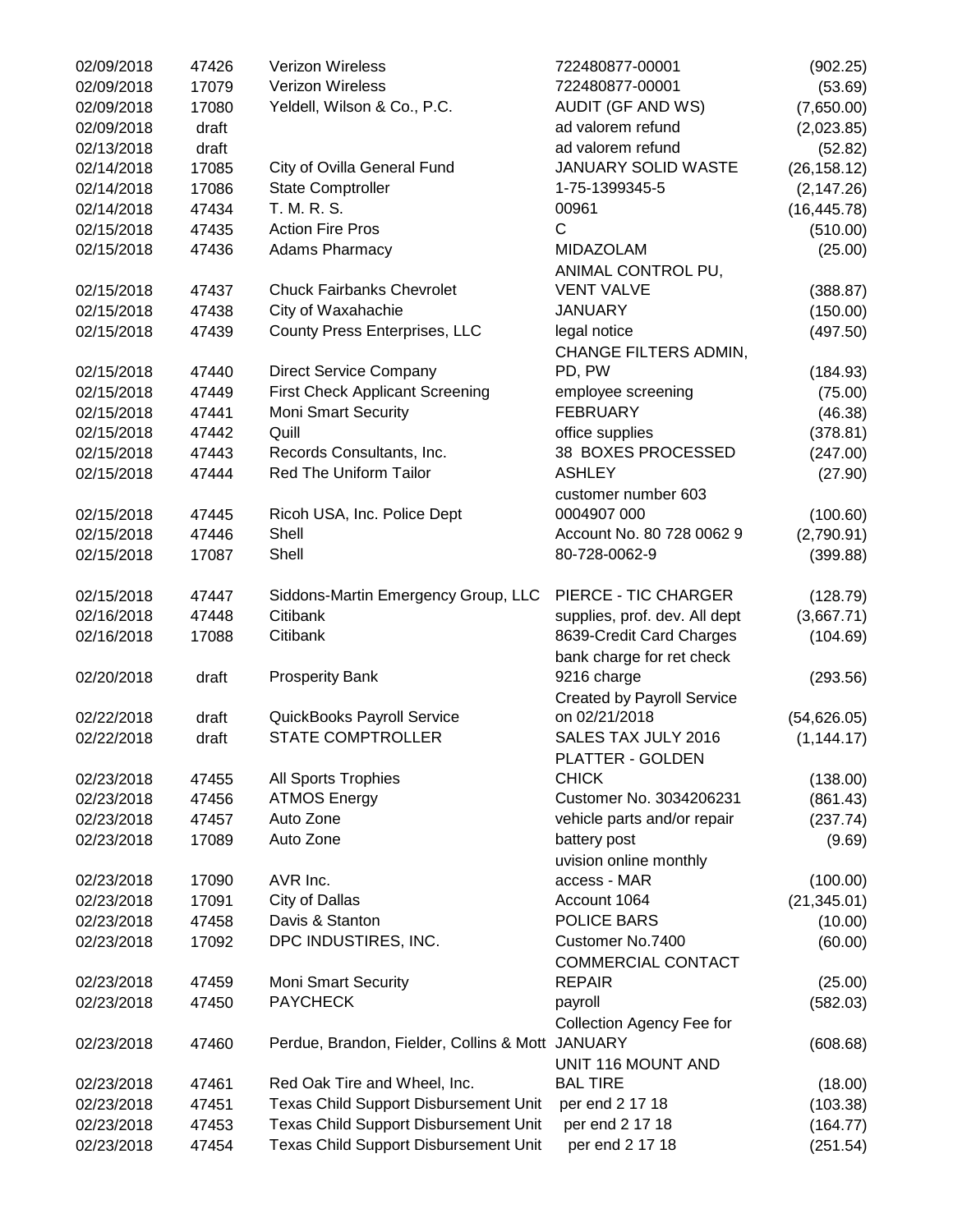| | | | | |
|---|---|---|---|---|
| 02/09/2018 | 47426 | Verizon Wireless | 722480877-00001 | (902.25) |
| 02/09/2018 | 17079 | Verizon Wireless | 722480877-00001 | (53.69) |
| 02/09/2018 | 17080 | Yeldell, Wilson & Co., P.C. | AUDIT (GF AND WS) | (7,650.00) |
| 02/09/2018 | draft | | ad valorem refund | (2,023.85) |
| 02/13/2018 | draft | | ad valorem refund | (52.82) |
| 02/14/2018 | 17085 | City of Ovilla General Fund | JANUARY SOLID WASTE | (26,158.12) |
| 02/14/2018 | 17086 | State Comptroller | 1-75-1399345-5 | (2,147.26) |
| 02/14/2018 | 47434 | T. M. R. S. | 00961 | (16,445.78) |
| 02/15/2018 | 47435 | Action Fire Pros | C | (510.00) |
| 02/15/2018 | 47436 | Adams Pharmacy | MIDAZOLAM | (25.00) |
| 02/15/2018 | 47437 | Chuck Fairbanks Chevrolet | ANIMAL CONTROL PU, VENT VALVE | (388.87) |
| 02/15/2018 | 47438 | City of Waxahachie | JANUARY | (150.00) |
| 02/15/2018 | 47439 | County Press Enterprises, LLC | legal notice | (497.50) |
| 02/15/2018 | 47440 | Direct Service Company | CHANGE FILTERS ADMIN, PD, PW | (184.93) |
| 02/15/2018 | 47449 | First Check Applicant Screening | employee screening | (75.00) |
| 02/15/2018 | 47441 | Moni Smart Security | FEBRUARY | (46.38) |
| 02/15/2018 | 47442 | Quill | office supplies | (378.81) |
| 02/15/2018 | 47443 | Records Consultants, Inc. | 38 BOXES PROCESSED | (247.00) |
| 02/15/2018 | 47444 | Red The Uniform Tailor | ASHLEY | (27.90) |
| 02/15/2018 | 47445 | Ricoh USA, Inc. Police Dept | customer number 603 0004907 000 | (100.60) |
| 02/15/2018 | 47446 | Shell | Account No. 80 728 0062 9 | (2,790.91) |
| 02/15/2018 | 17087 | Shell | 80-728-0062-9 | (399.88) |
| 02/15/2018 | 47447 | Siddons-Martin Emergency Group, LLC | PIERCE - TIC CHARGER | (128.79) |
| 02/16/2018 | 47448 | Citibank | supplies, prof. dev. All dept | (3,667.71) |
| 02/16/2018 | 17088 | Citibank | 8639-Credit Card Charges | (104.69) |
| 02/20/2018 | draft | Prosperity Bank | bank charge for ret check 9216 charge | (293.56) |
| 02/22/2018 | draft | QuickBooks Payroll Service | Created by Payroll Service on 02/21/2018 | (54,626.05) |
| 02/22/2018 | draft | STATE COMPTROLLER | SALES TAX JULY 2016 | (1,144.17) |
| 02/23/2018 | 47455 | All Sports Trophies | PLATTER - GOLDEN CHICK | (138.00) |
| 02/23/2018 | 47456 | ATMOS Energy | Customer No. 3034206231 | (861.43) |
| 02/23/2018 | 47457 | Auto Zone | vehicle parts and/or repair | (237.74) |
| 02/23/2018 | 17089 | Auto Zone | battery post | (9.69) |
| 02/23/2018 | 17090 | AVR Inc. | uvision online monthly access - MAR | (100.00) |
| 02/23/2018 | 17091 | City of Dallas | Account 1064 | (21,345.01) |
| 02/23/2018 | 47458 | Davis & Stanton | POLICE BARS | (10.00) |
| 02/23/2018 | 17092 | DPC INDUSTIRES, INC. | Customer No.7400 | (60.00) |
| 02/23/2018 | 47459 | Moni Smart Security | COMMERCIAL CONTACT REPAIR | (25.00) |
| 02/23/2018 | 47450 | PAYCHECK | payroll | (582.03) |
| 02/23/2018 | 47460 | Perdue, Brandon, Fielder, Collins & Mott | Collection Agency Fee for JANUARY | (608.68) |
| 02/23/2018 | 47461 | Red Oak Tire and Wheel, Inc. | UNIT 116 MOUNT AND BAL TIRE | (18.00) |
| 02/23/2018 | 47451 | Texas Child Support Disbursement Unit | per end 2 17 18 | (103.38) |
| 02/23/2018 | 47453 | Texas Child Support Disbursement Unit | per end 2 17 18 | (164.77) |
| 02/23/2018 | 47454 | Texas Child Support Disbursement Unit | per end 2 17 18 | (251.54) |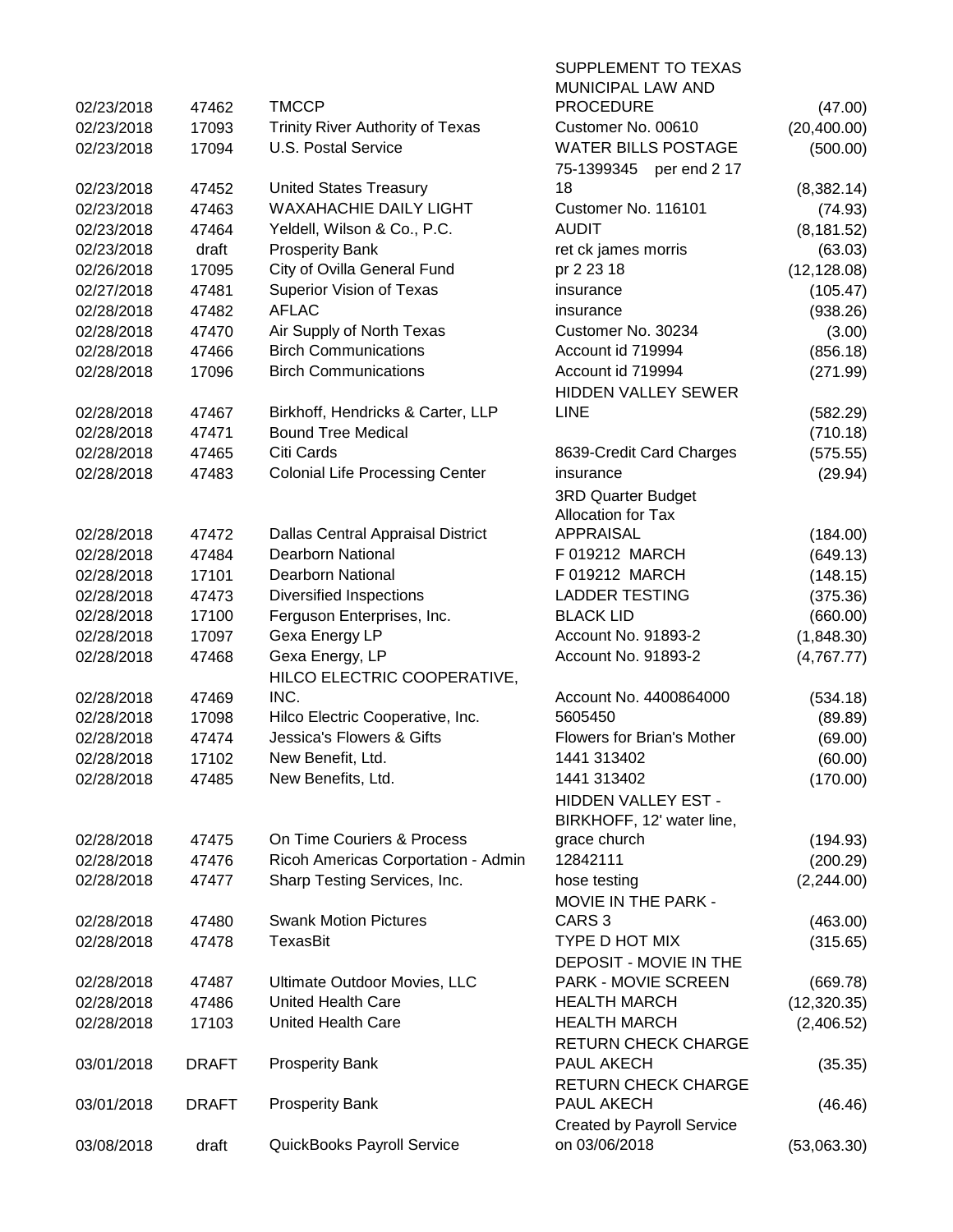| Date | Num | Name | Memo | Amount |
|---|---|---|---|---|
| 02/23/2018 | 47462 | TMCCP | SUPPLEMENT TO TEXAS MUNICIPAL LAW AND PROCEDURE | (47.00) |
| 02/23/2018 | 17093 | Trinity River Authority of Texas | Customer No. 00610 | (20,400.00) |
| 02/23/2018 | 17094 | U.S. Postal Service | WATER BILLS POSTAGE | (500.00) |
| 02/23/2018 | 47452 | United States Treasury | 75-1399345 per end 2 17 18 | (8,382.14) |
| 02/23/2018 | 47463 | WAXAHACHIE DAILY LIGHT | Customer No. 116101 | (74.93) |
| 02/23/2018 | 47464 | Yeldell, Wilson & Co., P.C. | AUDIT | (8,181.52) |
| 02/23/2018 | draft | Prosperity Bank | ret ck james morris | (63.03) |
| 02/26/2018 | 17095 | City of Ovilla General Fund | pr 2 23 18 | (12,128.08) |
| 02/27/2018 | 47481 | Superior Vision of Texas | insurance | (105.47) |
| 02/28/2018 | 47482 | AFLAC | insurance | (938.26) |
| 02/28/2018 | 47470 | Air Supply of North Texas | Customer No. 30234 | (3.00) |
| 02/28/2018 | 47466 | Birch Communications | Account id 719994 | (856.18) |
| 02/28/2018 | 17096 | Birch Communications | Account id 719994 | (271.99) |
| 02/28/2018 | 47467 | Birkhoff, Hendricks & Carter, LLP | HIDDEN VALLEY SEWER LINE | (582.29) |
| 02/28/2018 | 47471 | Bound Tree Medical | | (710.18) |
| 02/28/2018 | 47465 | Citi Cards | 8639-Credit Card Charges | (575.55) |
| 02/28/2018 | 47483 | Colonial Life Processing Center | insurance | (29.94) |
| 02/28/2018 | 47472 | Dallas Central Appraisal District | 3RD Quarter Budget Allocation for Tax APPRAISAL | (184.00) |
| 02/28/2018 | 47484 | Dearborn National | F 019212 MARCH | (649.13) |
| 02/28/2018 | 17101 | Dearborn National | F 019212 MARCH | (148.15) |
| 02/28/2018 | 47473 | Diversified Inspections | LADDER TESTING | (375.36) |
| 02/28/2018 | 17100 | Ferguson Enterprises, Inc. | BLACK LID | (660.00) |
| 02/28/2018 | 17097 | Gexa Energy LP | Account No. 91893-2 | (1,848.30) |
| 02/28/2018 | 47468 | Gexa Energy, LP | Account No. 91893-2 | (4,767.77) |
| 02/28/2018 | 47469 | HILCO ELECTRIC COOPERATIVE, INC. | Account No. 4400864000 | (534.18) |
| 02/28/2018 | 17098 | Hilco Electric Cooperative, Inc. | 5605450 | (89.89) |
| 02/28/2018 | 47474 | Jessica's Flowers & Gifts | Flowers for Brian's Mother | (69.00) |
| 02/28/2018 | 17102 | New Benefit, Ltd. | 1441 313402 | (60.00) |
| 02/28/2018 | 47485 | New Benefits, Ltd. | 1441 313402 | (170.00) |
| 02/28/2018 | 47475 | On Time Couriers & Process | HIDDEN VALLEY EST - BIRKHOFF, 12' water line, grace church | (194.93) |
| 02/28/2018 | 47476 | Ricoh Americas Corportation - Admin | 12842111 | (200.29) |
| 02/28/2018 | 47477 | Sharp Testing Services, Inc. | hose testing | (2,244.00) |
| 02/28/2018 | 47480 | Swank Motion Pictures | MOVIE IN THE PARK - CARS 3 | (463.00) |
| 02/28/2018 | 47478 | TexasBit | TYPE D HOT MIX | (315.65) |
| 02/28/2018 | 47487 | Ultimate Outdoor Movies, LLC | DEPOSIT - MOVIE IN THE PARK - MOVIE SCREEN | (669.78) |
| 02/28/2018 | 47486 | United Health Care | HEALTH MARCH | (12,320.35) |
| 02/28/2018 | 17103 | United Health Care | HEALTH MARCH | (2,406.52) |
| 03/01/2018 | DRAFT | Prosperity Bank | RETURN CHECK CHARGE PAUL AKECH | (35.35) |
| 03/01/2018 | DRAFT | Prosperity Bank | RETURN CHECK CHARGE PAUL AKECH | (46.46) |
| 03/08/2018 | draft | QuickBooks Payroll Service | Created by Payroll Service on 03/06/2018 | (53,063.30) |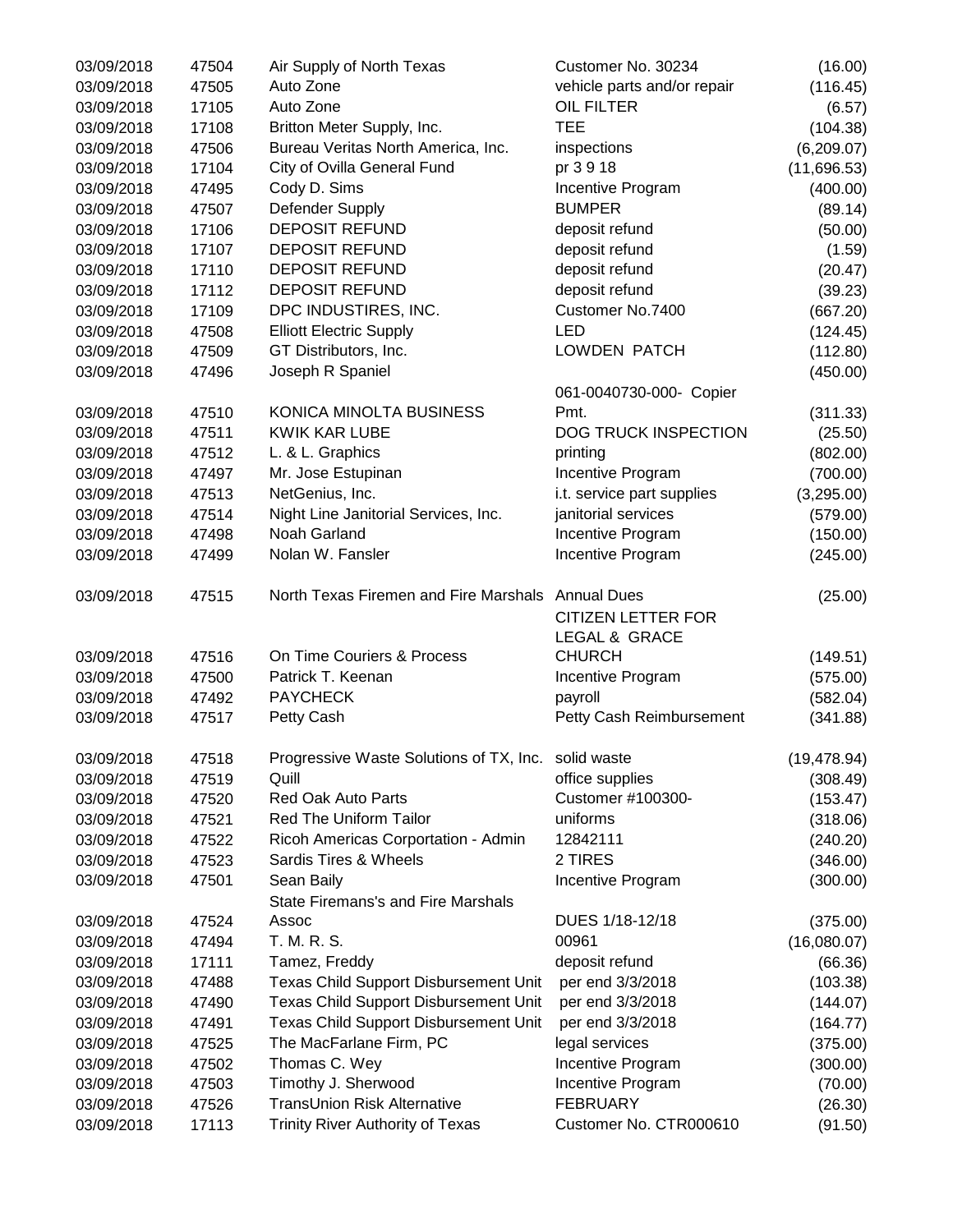| | | | | |
|---|---|---|---|---|
| 03/09/2018 | 47504 | Air Supply of North Texas | Customer No. 30234 | (16.00) |
| 03/09/2018 | 47505 | Auto Zone | vehicle parts and/or repair | (116.45) |
| 03/09/2018 | 17105 | Auto Zone | OIL FILTER | (6.57) |
| 03/09/2018 | 17108 | Britton Meter Supply, Inc. | TEE | (104.38) |
| 03/09/2018 | 47506 | Bureau Veritas North America, Inc. | inspections | (6,209.07) |
| 03/09/2018 | 17104 | City of Ovilla General Fund | pr 3 9 18 | (11,696.53) |
| 03/09/2018 | 47495 | Cody D. Sims | Incentive Program | (400.00) |
| 03/09/2018 | 47507 | Defender Supply | BUMPER | (89.14) |
| 03/09/2018 | 17106 | DEPOSIT REFUND | deposit refund | (50.00) |
| 03/09/2018 | 17107 | DEPOSIT REFUND | deposit refund | (1.59) |
| 03/09/2018 | 17110 | DEPOSIT REFUND | deposit refund | (20.47) |
| 03/09/2018 | 17112 | DEPOSIT REFUND | deposit refund | (39.23) |
| 03/09/2018 | 17109 | DPC INDUSTIRES, INC. | Customer No.7400 | (667.20) |
| 03/09/2018 | 47508 | Elliott Electric Supply | LED | (124.45) |
| 03/09/2018 | 47509 | GT Distributors, Inc. | LOWDEN PATCH | (112.80) |
| 03/09/2018 | 47496 | Joseph R Spaniel | | (450.00) |
| 03/09/2018 | 47510 | KONICA MINOLTA BUSINESS | 061-0040730-000- Copier Pmt. | (311.33) |
| 03/09/2018 | 47511 | KWIK KAR LUBE | DOG TRUCK INSPECTION | (25.50) |
| 03/09/2018 | 47512 | L. & L. Graphics | printing | (802.00) |
| 03/09/2018 | 47497 | Mr. Jose Estupinan | Incentive Program | (700.00) |
| 03/09/2018 | 47513 | NetGenius, Inc. | i.t. service part supplies | (3,295.00) |
| 03/09/2018 | 47514 | Night Line Janitorial Services, Inc. | janitorial services | (579.00) |
| 03/09/2018 | 47498 | Noah Garland | Incentive Program | (150.00) |
| 03/09/2018 | 47499 | Nolan W. Fansler | Incentive Program | (245.00) |
| 03/09/2018 | 47515 | North Texas Firemen and Fire Marshals | Annual Dues | (25.00) |
| 03/09/2018 | 47516 | On Time Couriers & Process | CITIZEN LETTER FOR LEGAL & GRACE CHURCH | (149.51) |
| 03/09/2018 | 47500 | Patrick T. Keenan | Incentive Program | (575.00) |
| 03/09/2018 | 47492 | PAYCHECK | payroll | (582.04) |
| 03/09/2018 | 47517 | Petty Cash | Petty Cash Reimbursement | (341.88) |
| 03/09/2018 | 47518 | Progressive Waste Solutions of TX, Inc. | solid waste | (19,478.94) |
| 03/09/2018 | 47519 | Quill | office supplies | (308.49) |
| 03/09/2018 | 47520 | Red Oak Auto Parts | Customer #100300- | (153.47) |
| 03/09/2018 | 47521 | Red The Uniform Tailor | uniforms | (318.06) |
| 03/09/2018 | 47522 | Ricoh Americas Corportation - Admin | 12842111 | (240.20) |
| 03/09/2018 | 47523 | Sardis Tires & Wheels | 2 TIRES | (346.00) |
| 03/09/2018 | 47501 | Sean Baily | Incentive Program | (300.00) |
| 03/09/2018 | 47524 | State Firemans's and Fire Marshals Assoc | DUES 1/18-12/18 | (375.00) |
| 03/09/2018 | 47494 | T. M. R. S. | 00961 | (16,080.07) |
| 03/09/2018 | 17111 | Tamez, Freddy | deposit refund | (66.36) |
| 03/09/2018 | 47488 | Texas Child Support Disbursement Unit | per end 3/3/2018 | (103.38) |
| 03/09/2018 | 47490 | Texas Child Support Disbursement Unit | per end 3/3/2018 | (144.07) |
| 03/09/2018 | 47491 | Texas Child Support Disbursement Unit | per end 3/3/2018 | (164.77) |
| 03/09/2018 | 47525 | The MacFarlane Firm, PC | legal services | (375.00) |
| 03/09/2018 | 47502 | Thomas C. Wey | Incentive Program | (300.00) |
| 03/09/2018 | 47503 | Timothy J. Sherwood | Incentive Program | (70.00) |
| 03/09/2018 | 47526 | TransUnion Risk Alternative | FEBRUARY | (26.30) |
| 03/09/2018 | 17113 | Trinity River Authority of Texas | Customer No. CTR000610 | (91.50) |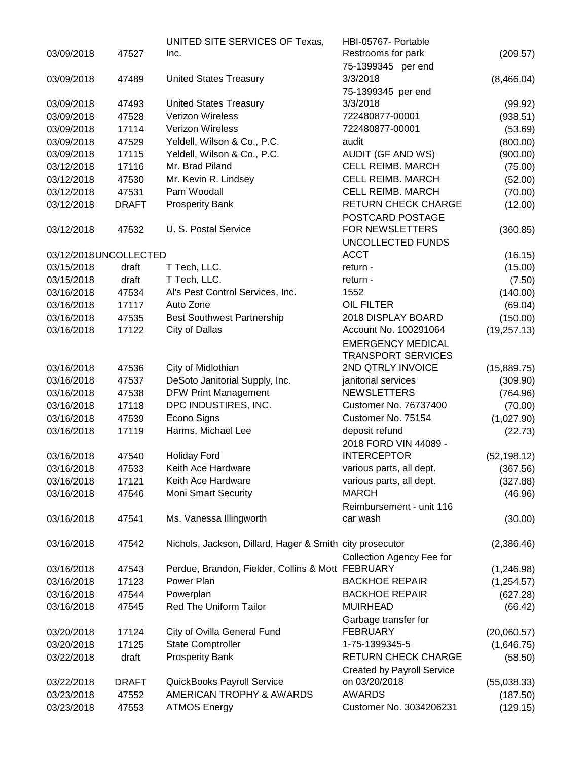| | | | | |
|---|---|---|---|---|
| 03/09/2018 | 47527 | UNITED SITE SERVICES OF Texas, Inc. | HBI-05767- Portable Restrooms for park | (209.57) |
| 03/09/2018 | 47489 | United States Treasury | 75-1399345 per end 3/3/2018 | (8,466.04) |
| 03/09/2018 | 47493 | United States Treasury | 75-1399345 per end 3/3/2018 | (99.92) |
| 03/09/2018 | 47528 | Verizon Wireless | 722480877-00001 | (938.51) |
| 03/09/2018 | 17114 | Verizon Wireless | 722480877-00001 | (53.69) |
| 03/09/2018 | 47529 | Yeldell, Wilson & Co., P.C. | audit | (800.00) |
| 03/09/2018 | 17115 | Yeldell, Wilson & Co., P.C. | AUDIT (GF AND WS) | (900.00) |
| 03/12/2018 | 17116 | Mr. Brad Piland | CELL REIMB. MARCH | (75.00) |
| 03/12/2018 | 47530 | Mr. Kevin R. Lindsey | CELL REIMB. MARCH | (52.00) |
| 03/12/2018 | 47531 | Pam Woodall | CELL REIMB. MARCH | (70.00) |
| 03/12/2018 | DRAFT | Prosperity Bank | RETURN CHECK CHARGE | (12.00) |
| 03/12/2018 | 47532 | U. S. Postal Service | POSTCARD POSTAGE FOR NEWSLETTERS | (360.85) |
| 03/12/2018 | UNCOLLECTED | | UNCOLLECTED FUNDS ACCT | (16.15) |
| 03/15/2018 | draft | T Tech, LLC. | return - | (15.00) |
| 03/15/2018 | draft | T Tech, LLC. | return - | (7.50) |
| 03/16/2018 | 47534 | Al's Pest Control Services, Inc. | 1552 | (140.00) |
| 03/16/2018 | 17117 | Auto Zone | OIL FILTER | (69.04) |
| 03/16/2018 | 47535 | Best Southwest Partnership | 2018 DISPLAY BOARD | (150.00) |
| 03/16/2018 | 17122 | City of Dallas | Account No. 100291064 | (19,257.13) |
| 03/16/2018 | 47536 | City of Midlothian | EMERGENCY MEDICAL TRANSPORT SERVICES 2ND QTRLY INVOICE | (15,889.75) |
| 03/16/2018 | 47537 | DeSoto Janitorial Supply, Inc. | janitorial services | (309.90) |
| 03/16/2018 | 47538 | DFW Print Management | NEWSLETTERS | (764.96) |
| 03/16/2018 | 17118 | DPC INDUSTIRES, INC. | Customer No. 76737400 | (70.00) |
| 03/16/2018 | 47539 | Econo Signs | Customer No. 75154 | (1,027.90) |
| 03/16/2018 | 17119 | Harms, Michael Lee | deposit refund | (22.73) |
| 03/16/2018 | 47540 | Holiday Ford | 2018 FORD VIN 44089 - INTERCEPTOR | (52,198.12) |
| 03/16/2018 | 47533 | Keith Ace Hardware | various parts, all dept. | (367.56) |
| 03/16/2018 | 17121 | Keith Ace Hardware | various parts, all dept. | (327.88) |
| 03/16/2018 | 47546 | Moni Smart Security | MARCH | (46.96) |
| 03/16/2018 | 47541 | Ms. Vanessa Illingworth | Reimbursement - unit 116 car wash | (30.00) |
| 03/16/2018 | 47542 | Nichols, Jackson, Dillard, Hager & Smith | city prosecutor | (2,386.46) |
| 03/16/2018 | 47543 | Perdue, Brandon, Fielder, Collins & Mott | Collection Agency Fee for FEBRUARY | (1,246.98) |
| 03/16/2018 | 17123 | Power Plan | BACKHOE REPAIR | (1,254.57) |
| 03/16/2018 | 47544 | Powerplan | BACKHOE REPAIR | (627.28) |
| 03/16/2018 | 47545 | Red The Uniform Tailor | MUIRHEAD | (66.42) |
| 03/20/2018 | 17124 | City of Ovilla General Fund | Garbage transfer for FEBRUARY | (20,060.57) |
| 03/20/2018 | 17125 | State Comptroller | 1-75-1399345-5 | (1,646.75) |
| 03/22/2018 | draft | Prosperity Bank | RETURN CHECK CHARGE | (58.50) |
| 03/22/2018 | DRAFT | QuickBooks Payroll Service | Created by Payroll Service on 03/20/2018 | (55,038.33) |
| 03/23/2018 | 47552 | AMERICAN TROPHY & AWARDS | AWARDS | (187.50) |
| 03/23/2018 | 47553 | ATMOS Energy | Customer No. 3034206231 | (129.15) |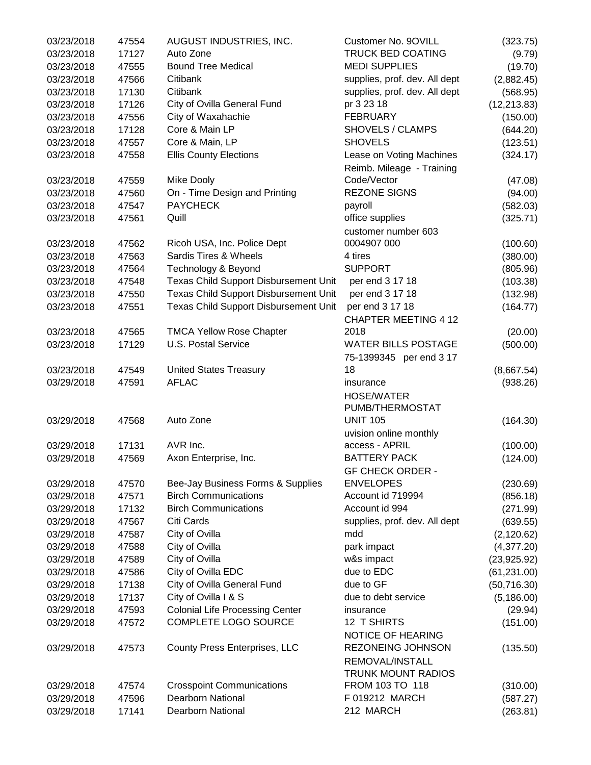| | | | | |
|---|---|---|---|---|
| 03/23/2018 | 47554 | AUGUST INDUSTRIES, INC. | Customer No. 9OVILL | (323.75) |
| 03/23/2018 | 17127 | Auto Zone | TRUCK BED COATING | (9.79) |
| 03/23/2018 | 47555 | Bound Tree Medical | MEDI SUPPLIES | (19.70) |
| 03/23/2018 | 47566 | Citibank | supplies, prof. dev. All dept | (2,882.45) |
| 03/23/2018 | 17130 | Citibank | supplies, prof. dev. All dept | (568.95) |
| 03/23/2018 | 17126 | City of Ovilla General Fund | pr 3 23 18 | (12,213.83) |
| 03/23/2018 | 47556 | City of Waxahachie | FEBRUARY | (150.00) |
| 03/23/2018 | 17128 | Core & Main LP | SHOVELS / CLAMPS | (644.20) |
| 03/23/2018 | 47557 | Core & Main, LP | SHOVELS | (123.51) |
| 03/23/2018 | 47558 | Ellis County Elections | Lease on Voting Machines | (324.17) |
| 03/23/2018 | 47559 | Mike Dooly | Reimb. Mileage - Training Code/Vector | (47.08) |
| 03/23/2018 | 47560 | On - Time Design and Printing | REZONE SIGNS | (94.00) |
| 03/23/2018 | 47547 | PAYCHECK | payroll | (582.03) |
| 03/23/2018 | 47561 | Quill | office supplies | (325.71) |
| 03/23/2018 | 47562 | Ricoh USA, Inc. Police Dept | customer number 603 0004907 000 | (100.60) |
| 03/23/2018 | 47563 | Sardis Tires & Wheels | 4 tires | (380.00) |
| 03/23/2018 | 47564 | Technology & Beyond | SUPPORT | (805.96) |
| 03/23/2018 | 47548 | Texas Child Support Disbursement Unit | per end 3 17 18 | (103.38) |
| 03/23/2018 | 47550 | Texas Child Support Disbursement Unit | per end 3 17 18 | (132.98) |
| 03/23/2018 | 47551 | Texas Child Support Disbursement Unit | per end 3 17 18 | (164.77) |
| 03/23/2018 | 47565 | TMCA Yellow Rose Chapter | CHAPTER MEETING 4 12 2018 | (20.00) |
| 03/23/2018 | 17129 | U.S. Postal Service | WATER BILLS POSTAGE | (500.00) |
| 03/23/2018 | 47549 | United States Treasury | 75-1399345 per end 3 17 18 | (8,667.54) |
| 03/29/2018 | 47591 | AFLAC | insurance | (938.26) |
| 03/29/2018 | 47568 | Auto Zone | HOSE/WATER PUMB/THERMOSTAT UNIT 105 | (164.30) |
| 03/29/2018 | 17131 | AVR Inc. | uvision online monthly access - APRIL | (100.00) |
| 03/29/2018 | 47569 | Axon Enterprise, Inc. | BATTERY PACK | (124.00) |
| 03/29/2018 | 47570 | Bee-Jay Business Forms & Supplies | GF CHECK ORDER - ENVELOPES | (230.69) |
| 03/29/2018 | 47571 | Birch Communications | Account id 719994 | (856.18) |
| 03/29/2018 | 17132 | Birch Communications | Account id 994 | (271.99) |
| 03/29/2018 | 47567 | Citi Cards | supplies, prof. dev. All dept | (639.55) |
| 03/29/2018 | 47587 | City of Ovilla | mdd | (2,120.62) |
| 03/29/2018 | 47588 | City of Ovilla | park impact | (4,377.20) |
| 03/29/2018 | 47589 | City of Ovilla | w&s impact | (23,925.92) |
| 03/29/2018 | 47586 | City of Ovilla EDC | due to EDC | (61,231.00) |
| 03/29/2018 | 17138 | City of Ovilla General Fund | due to GF | (50,716.30) |
| 03/29/2018 | 17137 | City of Ovilla I & S | due to debt service | (5,186.00) |
| 03/29/2018 | 47593 | Colonial Life Processing Center | insurance | (29.94) |
| 03/29/2018 | 47572 | COMPLETE LOGO SOURCE | 12 T SHIRTS | (151.00) |
| 03/29/2018 | 47573 | County Press Enterprises, LLC | NOTICE OF HEARING REZONEING JOHNSON | (135.50) |
| 03/29/2018 | 47574 | Crosspoint Communications | REMOVAL/INSTALL TRUNK MOUNT RADIOS FROM 103 TO 118 | (310.00) |
| 03/29/2018 | 47596 | Dearborn National | F 019212 MARCH | (587.27) |
| 03/29/2018 | 17141 | Dearborn National | 212 MARCH | (263.81) |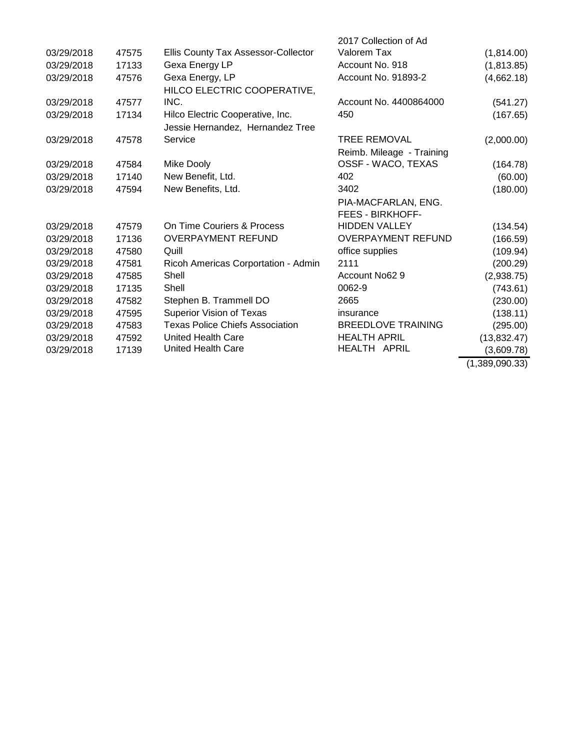| | | | | |
|---|---|---|---|---|
| 03/29/2018 | 47575 | Ellis County Tax Assessor-Collector | 2017 Collection of Ad Valorem Tax | (1,814.00) |
| 03/29/2018 | 17133 | Gexa Energy LP | Account No. 918 | (1,813.85) |
| 03/29/2018 | 47576 | Gexa Energy, LP | Account No. 91893-2 | (4,662.18) |
| 03/29/2018 | 47577 | HILCO ELECTRIC COOPERATIVE, INC. | Account No. 4400864000 | (541.27) |
| 03/29/2018 | 17134 | Hilco Electric Cooperative, Inc. | 450 | (167.65) |
| 03/29/2018 | 47578 | Jessie Hernandez, Hernandez Tree Service | TREE REMOVAL | (2,000.00) |
| 03/29/2018 | 47584 | Mike Dooly | Reimb. Mileage - Training OSSF - WACO, TEXAS | (164.78) |
| 03/29/2018 | 17140 | New Benefit, Ltd. | 402 | (60.00) |
| 03/29/2018 | 47594 | New Benefits, Ltd. | 3402 | (180.00) |
| 03/29/2018 | 47579 | On Time Couriers & Process | PIA-MACFARLAN, ENG. FEES - BIRKHOFF-HIDDEN VALLEY | (134.54) |
| 03/29/2018 | 17136 | OVERPAYMENT REFUND | OVERPAYMENT REFUND | (166.59) |
| 03/29/2018 | 47580 | Quill | office supplies | (109.94) |
| 03/29/2018 | 47581 | Ricoh Americas Corportation - Admin | 2111 | (200.29) |
| 03/29/2018 | 47585 | Shell | Account No62 9 | (2,938.75) |
| 03/29/2018 | 17135 | Shell | 0062-9 | (743.61) |
| 03/29/2018 | 47582 | Stephen B. Trammell DO | 2665 | (230.00) |
| 03/29/2018 | 47595 | Superior Vision of Texas | insurance | (138.11) |
| 03/29/2018 | 47583 | Texas Police Chiefs Association | BREEDLOVE TRAINING | (295.00) |
| 03/29/2018 | 47592 | United Health Care | HEALTH APRIL | (13,832.47) |
| 03/29/2018 | 17139 | United Health Care | HEALTH APRIL | (3,609.78) |
| | | | | (1,389,090.33) |